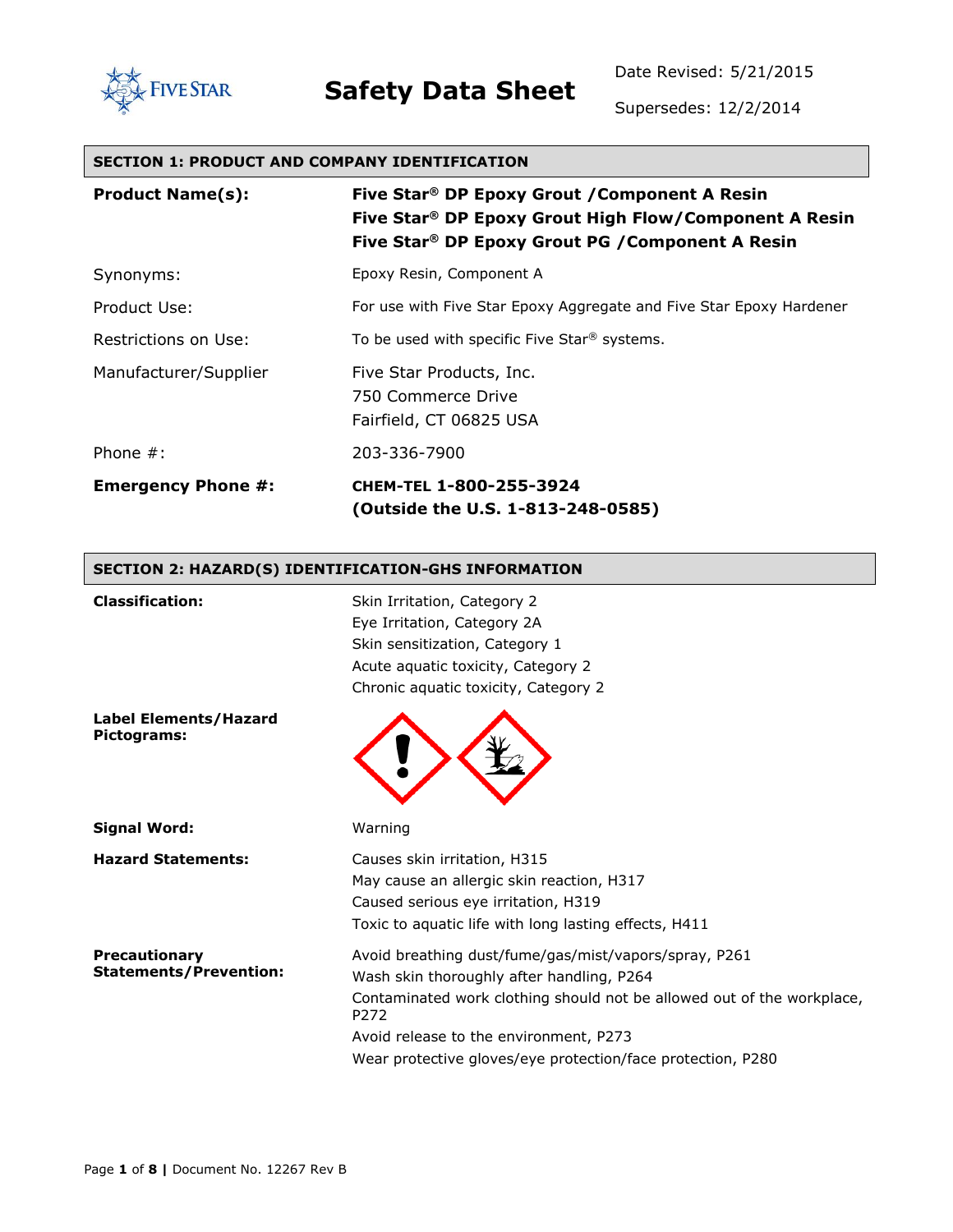# Safety Data Sheet

Date Revised: 5/21/2015

Supersedes: 12/2/2014

## SECTION 1: PRODUCT AND COMPANY IDENTIFICATION

| | |
|---|---|
| **Product Name(s):** | **Five Star® DP Epoxy Grout /Component A Resin**<br>**Five Star® DP Epoxy Grout High Flow/Component A Resin**<br>**Five Star® DP Epoxy Grout PG /Component A Resin** |
| Synonyms: | Epoxy Resin, Component A |
| Product Use: | For use with Five Star Epoxy Aggregate and Five Star Epoxy Hardener |
| Restrictions on Use: | To be used with specific Five Star® systems. |
| Manufacturer/Supplier | Five Star Products, Inc.<br>750 Commerce Drive<br>Fairfield, CT 06825 USA |
| Phone #: | 203-336-7900 |
| **Emergency Phone #:** | **CHEM-TEL 1-800-255-3924**<br>**(Outside the U.S. 1-813-248-0585)** |

## SECTION 2: HAZARD(S) IDENTIFICATION-GHS INFORMATION

**Classification:**

- Skin Irritation, Category 2
- Eye Irritation, Category 2A
- Skin sensitization, Category 1
- Acute aquatic toxicity, Category 2
- Chronic aquatic toxicity, Category 2

**Label Elements/Hazard Pictograms:**

**Signal Word:** Warning

**Hazard Statements:**

- Causes skin irritation, H315
- May cause an allergic skin reaction, H317
- Caused serious eye irritation, H319
- Toxic to aquatic life with long lasting effects, H411

**Precautionary Statements/Prevention:**

- Avoid breathing dust/fume/gas/mist/vapors/spray, P261
- Wash skin thoroughly after handling, P264
- Contaminated work clothing should not be allowed out of the workplace, P272
- Avoid release to the environment, P273
- Wear protective gloves/eye protection/face protection, P280

Document No. 12267 Rev B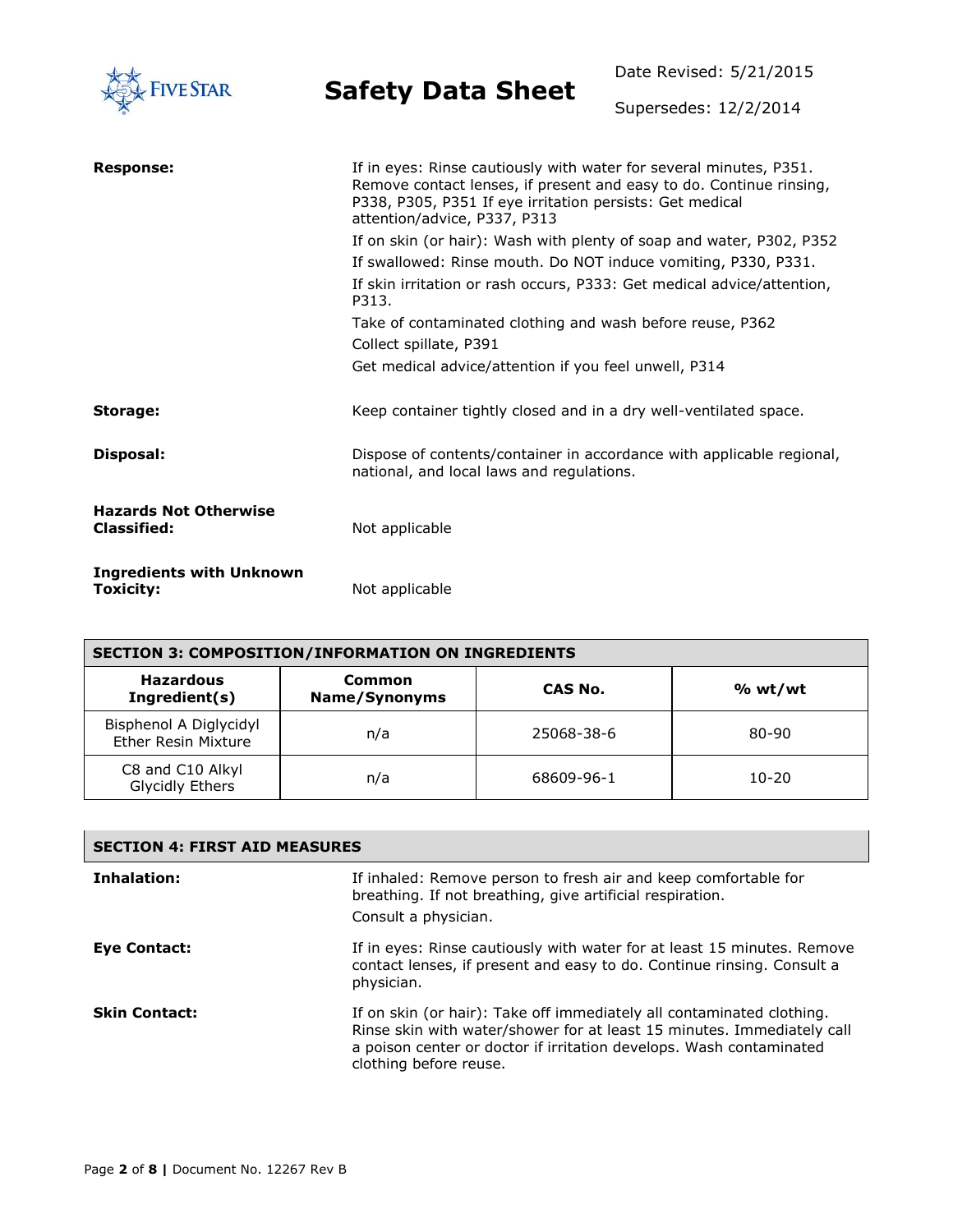**Response:**

If in eyes: Rinse cautiously with water for several minutes, P351. Remove contact lenses, if present and easy to do. Continue rinsing, P338, P305, P351 If eye irritation persists: Get medical attention/advice, P337, P313

If on skin (or hair): Wash with plenty of soap and water, P302, P352

If swallowed: Rinse mouth. Do NOT induce vomiting, P330, P331.

If skin irritation or rash occurs, P333: Get medical advice/attention, P313.

Take of contaminated clothing and wash before reuse, P362

Collect spillate, P391

Get medical advice/attention if you feel unwell, P314

**Storage:**

Keep container tightly closed and in a dry well-ventilated space.

**Disposal:**

Dispose of contents/container in accordance with applicable regional, national, and local laws and regulations.

**Hazards Not Otherwise Classified:**

Not applicable

**Ingredients with Unknown Toxicity:**

Not applicable

## SECTION 3: COMPOSITION/INFORMATION ON INGREDIENTS

| Hazardous Ingredient(s) | Common Name/Synonyms | CAS No. | % wt/wt |
|---|---|---|---|
| Bisphenol A Diglycidyl Ether Resin Mixture | n/a | 25068-38-6 | 80-90 |
| C8 and C10 Alkyl Glycidly Ethers | n/a | 68609-96-1 | 10-20 |

## SECTION 4: FIRST AID MEASURES

**Inhalation:**

If inhaled: Remove person to fresh air and keep comfortable for breathing. If not breathing, give artificial respiration.

Consult a physician.

**Eye Contact:**

If in eyes: Rinse cautiously with water for at least 15 minutes. Remove contact lenses, if present and easy to do. Continue rinsing. Consult a physician.

**Skin Contact:**

If on skin (or hair): Take off immediately all contaminated clothing. Rinse skin with water/shower for at least 15 minutes. Immediately call a poison center or doctor if irritation develops. Wash contaminated clothing before reuse.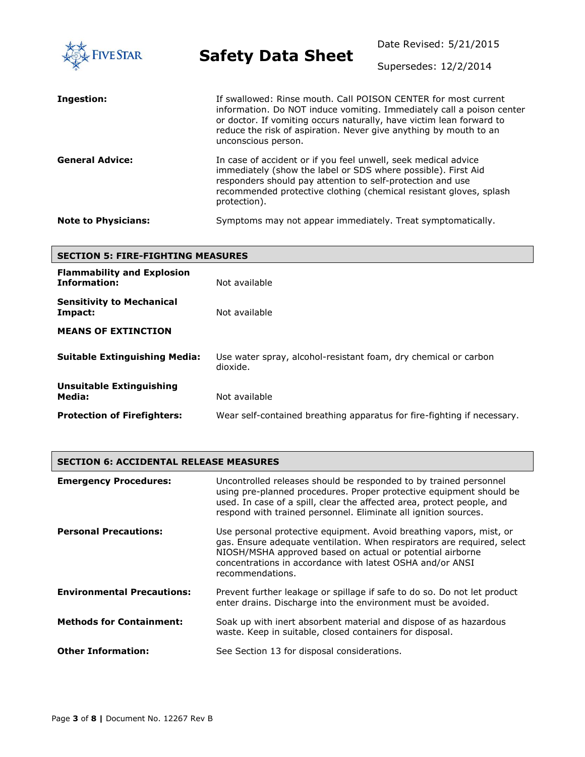**Ingestion:** If swallowed: Rinse mouth. Call POISON CENTER for most current information. Do NOT induce vomiting. Immediately call a poison center or doctor. If vomiting occurs naturally, have victim lean forward to reduce the risk of aspiration. Never give anything by mouth to an unconscious person.

**General Advice:** In case of accident or if you feel unwell, seek medical advice immediately (show the label or SDS where possible). First Aid responders should pay attention to self-protection and use recommended protective clothing (chemical resistant gloves, splash protection).

**Note to Physicians:** Symptoms may not appear immediately. Treat symptomatically.

## SECTION 5: FIRE-FIGHTING MEASURES

**Flammability and Explosion Information:** Not available

**Sensitivity to Mechanical Impact:** Not available

**MEANS OF EXTINCTION**

**Suitable Extinguishing Media:** Use water spray, alcohol-resistant foam, dry chemical or carbon dioxide.

**Unsuitable Extinguishing Media:** Not available

**Protection of Firefighters:** Wear self-contained breathing apparatus for fire-fighting if necessary.

## SECTION 6: ACCIDENTAL RELEASE MEASURES

**Emergency Procedures:** Uncontrolled releases should be responded to by trained personnel using pre-planned procedures. Proper protective equipment should be used. In case of a spill, clear the affected area, protect people, and respond with trained personnel. Eliminate all ignition sources.

**Personal Precautions:** Use personal protective equipment. Avoid breathing vapors, mist, or gas. Ensure adequate ventilation. When respirators are required, select NIOSH/MSHA approved based on actual or potential airborne concentrations in accordance with latest OSHA and/or ANSI recommendations.

**Environmental Precautions:** Prevent further leakage or spillage if safe to do so. Do not let product enter drains. Discharge into the environment must be avoided.

**Methods for Containment:** Soak up with inert absorbent material and dispose of as hazardous waste. Keep in suitable, closed containers for disposal.

**Other Information:** See Section 13 for disposal considerations.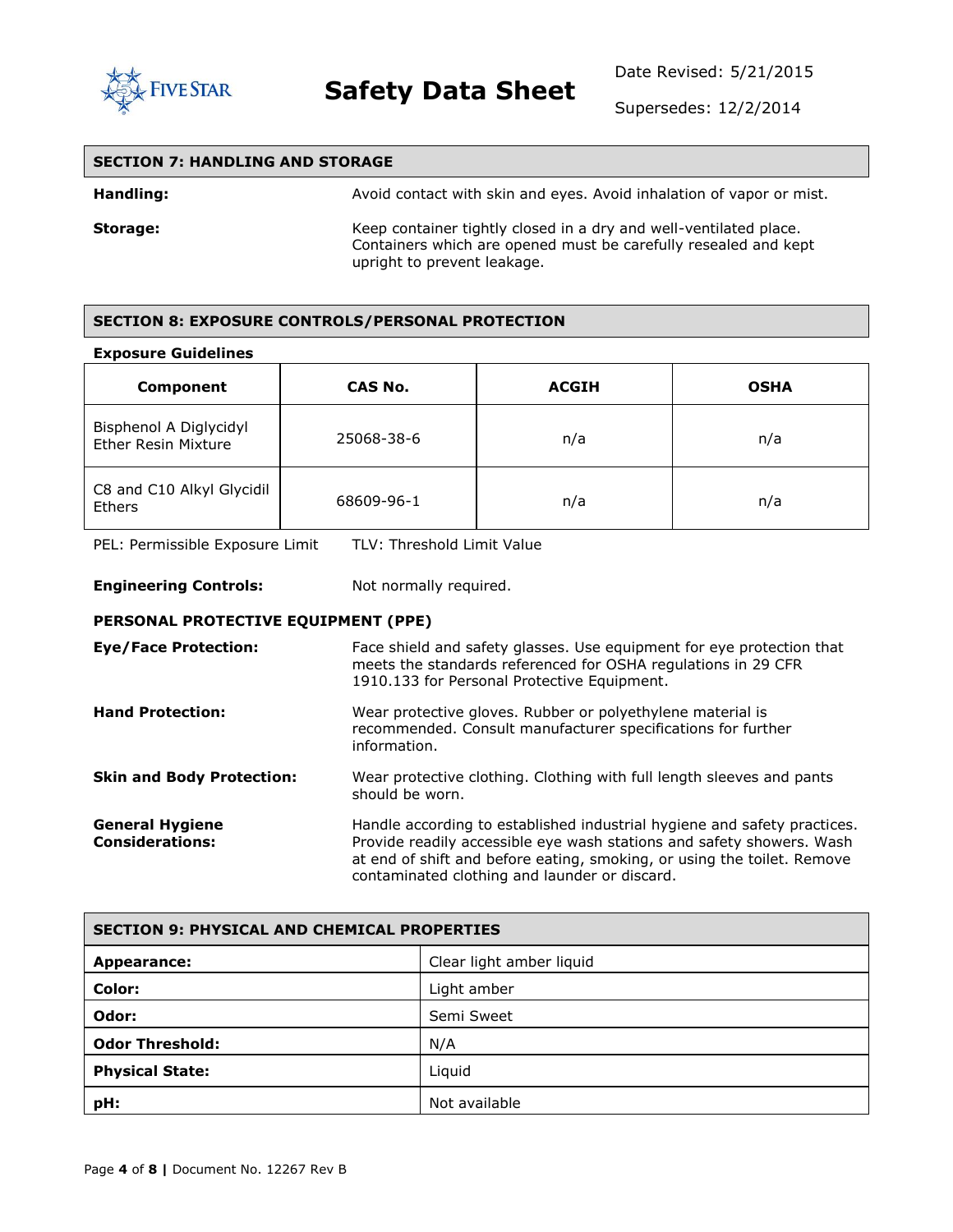## SECTION 7: HANDLING AND STORAGE

**Handling:** Avoid contact with skin and eyes. Avoid inhalation of vapor or mist.

**Storage:** Keep container tightly closed in a dry and well-ventilated place. Containers which are opened must be carefully resealed and kept upright to prevent leakage.

## SECTION 8: EXPOSURE CONTROLS/PERSONAL PROTECTION

**Exposure Guidelines**

| Component | CAS No. | ACGIH | OSHA |
|---|---|---|---|
| Bisphenol A Diglycidyl Ether Resin Mixture | 25068-38-6 | n/a | n/a |
| C8 and C10 Alkyl Glycidil Ethers | 68609-96-1 | n/a | n/a |

PEL: Permissible Exposure Limit TLV: Threshold Limit Value

**Engineering Controls:** Not normally required.

**PERSONAL PROTECTIVE EQUIPMENT (PPE)**

**Eye/Face Protection:** Face shield and safety glasses. Use equipment for eye protection that meets the standards referenced for OSHA regulations in 29 CFR 1910.133 for Personal Protective Equipment.

**Hand Protection:** Wear protective gloves. Rubber or polyethylene material is recommended. Consult manufacturer specifications for further information.

**Skin and Body Protection:** Wear protective clothing. Clothing with full length sleeves and pants should be worn.

**General Hygiene Considerations:** Handle according to established industrial hygiene and safety practices. Provide readily accessible eye wash stations and safety showers. Wash at end of shift and before eating, smoking, or using the toilet. Remove contaminated clothing and launder or discard.

## SECTION 9: PHYSICAL AND CHEMICAL PROPERTIES

| | |
|---|---|
| **Appearance:** | Clear light amber liquid |
| **Color:** | Light amber |
| **Odor:** | Semi Sweet |
| **Odor Threshold:** | N/A |
| **Physical State:** | Liquid |
| **pH:** | Not available |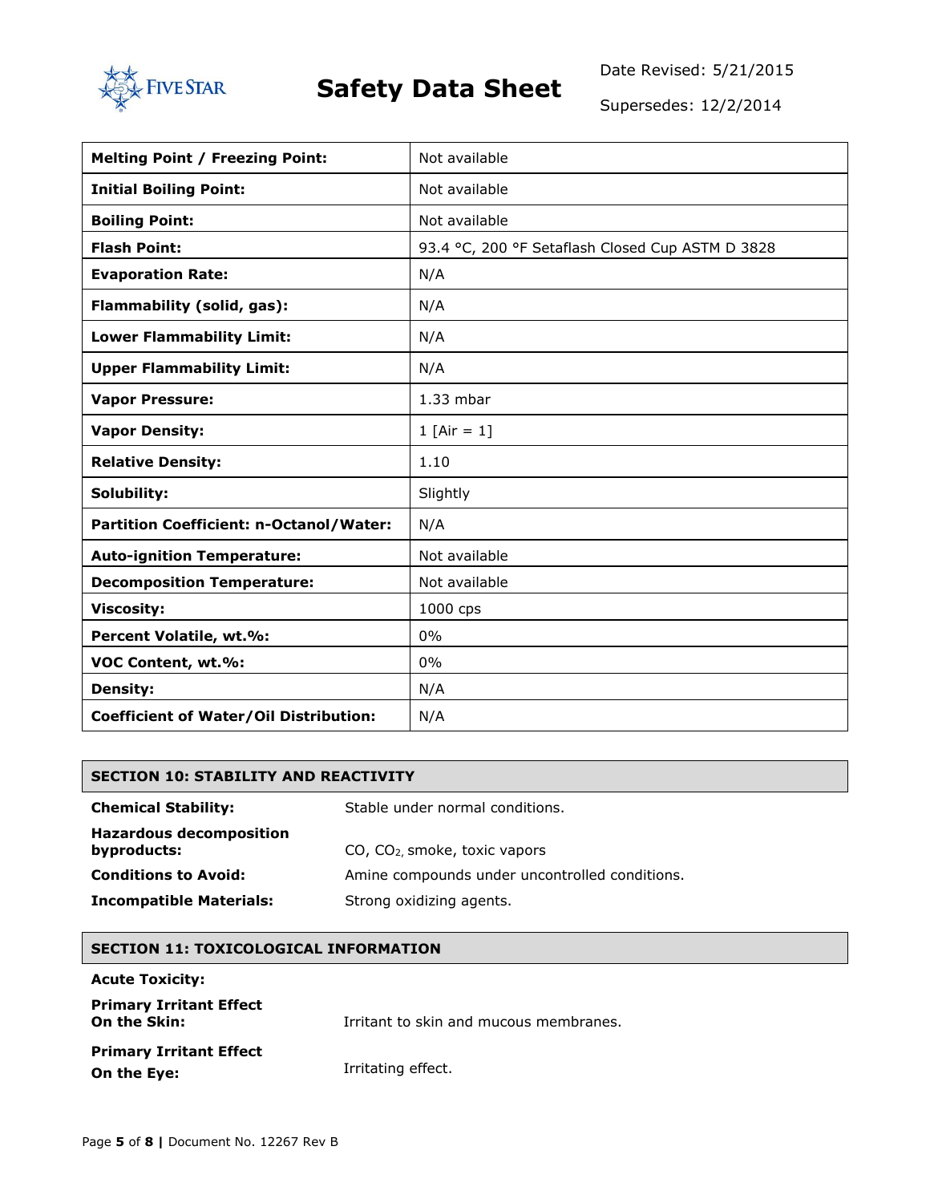| Melting Point / Freezing Point: | Not available |
|---|---|
| **Initial Boiling Point:** | Not available |
| **Boiling Point:** | Not available |
| **Flash Point:** | 93.4 °C, 200 °F Setaflash Closed Cup ASTM D 3828 |
| **Evaporation Rate:** | N/A |
| **Flammability (solid, gas):** | N/A |
| **Lower Flammability Limit:** | N/A |
| **Upper Flammability Limit:** | N/A |
| **Vapor Pressure:** | 1.33 mbar |
| **Vapor Density:** | 1 [Air = 1] |
| **Relative Density:** | 1.10 |
| **Solubility:** | Slightly |
| **Partition Coefficient: n-Octanol/Water:** | N/A |
| **Auto-ignition Temperature:** | Not available |
| **Decomposition Temperature:** | Not available |
| **Viscosity:** | 1000 cps |
| **Percent Volatile, wt.%:** | 0% |
| **VOC Content, wt.%:** | 0% |
| **Density:** | N/A |
| **Coefficient of Water/Oil Distribution:** | N/A |

## SECTION 10: STABILITY AND REACTIVITY

**Chemical Stability:** Stable under normal conditions.

**Hazardous decomposition byproducts:** CO, $CO_2$, smoke, toxic vapors

**Conditions to Avoid:** Amine compounds under uncontrolled conditions.

**Incompatible Materials:** Strong oxidizing agents.

## SECTION 11: TOXICOLOGICAL INFORMATION

**Acute Toxicity:**

**Primary Irritant Effect On the Skin:** Irritant to skin and mucous membranes.

**Primary Irritant Effect On the Eye:** Irritating effect.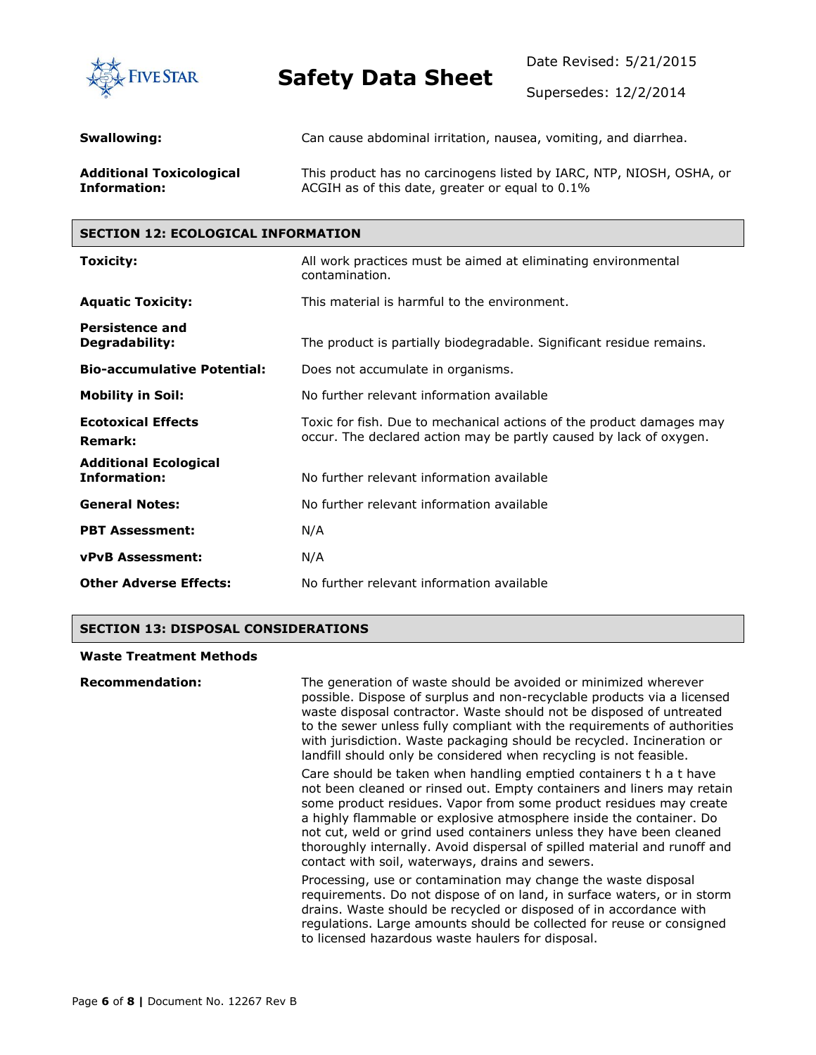**Swallowing:** Can cause abdominal irritation, nausea, vomiting, and diarrhea.

**Additional Toxicological Information:** This product has no carcinogens listed by IARC, NTP, NIOSH, OSHA, or ACGIH as of this date, greater or equal to 0.1%

## SECTION 12: ECOLOGICAL INFORMATION

**Toxicity:** All work practices must be aimed at eliminating environmental contamination.

**Aquatic Toxicity:** This material is harmful to the environment.

**Persistence and Degradability:** The product is partially biodegradable. Significant residue remains.

**Bio-accumulative Potential:** Does not accumulate in organisms.

**Mobility in Soil:** No further relevant information available

**Ecotoxical Effects Remark:** Toxic for fish. Due to mechanical actions of the product damages may occur. The declared action may be partly caused by lack of oxygen.

**Additional Ecological Information:** No further relevant information available

**General Notes:** No further relevant information available

**PBT Assessment:** N/A

**vPvB Assessment:** N/A

**Other Adverse Effects:** No further relevant information available

## SECTION 13: DISPOSAL CONSIDERATIONS

**Waste Treatment Methods**

**Recommendation:** The generation of waste should be avoided or minimized wherever possible. Dispose of surplus and non-recyclable products via a licensed waste disposal contractor. Waste should not be disposed of untreated to the sewer unless fully compliant with the requirements of authorities with jurisdiction. Waste packaging should be recycled. Incineration or landfill should only be considered when recycling is not feasible.

Care should be taken when handling emptied containers t h a t have not been cleaned or rinsed out. Empty containers and liners may retain some product residues. Vapor from some product residues may create a highly flammable or explosive atmosphere inside the container. Do not cut, weld or grind used containers unless they have been cleaned thoroughly internally. Avoid dispersal of spilled material and runoff and contact with soil, waterways, drains and sewers.

Processing, use or contamination may change the waste disposal requirements. Do not dispose of on land, in surface waters, or in storm drains. Waste should be recycled or disposed of in accordance with regulations. Large amounts should be collected for reuse or consigned to licensed hazardous waste haulers for disposal.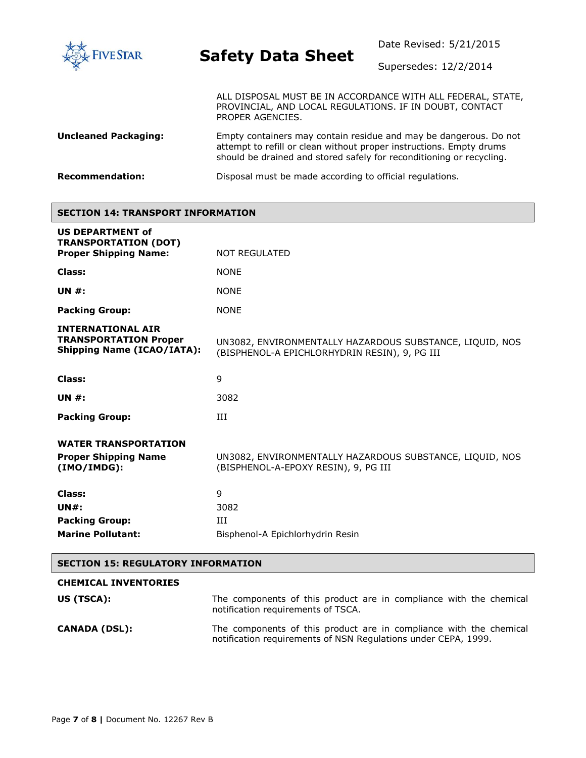ALL DISPOSAL MUST BE IN ACCORDANCE WITH ALL FEDERAL, STATE, PROVINCIAL, AND LOCAL REGULATIONS. IF IN DOUBT, CONTACT PROPER AGENCIES.

**Uncleaned Packaging:** Empty containers may contain residue and may be dangerous. Do not attempt to refill or clean without proper instructions. Empty drums should be drained and stored safely for reconditioning or recycling.

**Recommendation:** Disposal must be made according to official regulations.

## SECTION 14: TRANSPORT INFORMATION

**US DEPARTMENT of TRANSPORTATION (DOT) Proper Shipping Name:** NOT REGULATED

**Class:** NONE

**UN #:** NONE

**Packing Group:** NONE

**INTERNATIONAL AIR TRANSPORTATION Proper Shipping Name (ICAO/IATA):** UN3082, ENVIRONMENTALLY HAZARDOUS SUBSTANCE, LIQUID, NOS (BISPHENOL-A EPICHLORHYDRIN RESIN), 9, PG III

**Class:** 9

**UN #:** 3082

**Packing Group:** III

**WATER TRANSPORTATION**

**Proper Shipping Name (IMO/IMDG):** UN3082, ENVIRONMENTALLY HAZARDOUS SUBSTANCE, LIQUID, NOS (BISPHENOL-A-EPOXY RESIN), 9, PG III

**Class:** 9

**UN#:** 3082

**Packing Group:** III

**Marine Pollutant:** Bisphenol-A Epichlorhydrin Resin

## SECTION 15: REGULATORY INFORMATION

**CHEMICAL INVENTORIES**

**US (TSCA):** The components of this product are in compliance with the chemical notification requirements of TSCA.

**CANADA (DSL):** The components of this product are in compliance with the chemical notification requirements of NSN Regulations under CEPA, 1999.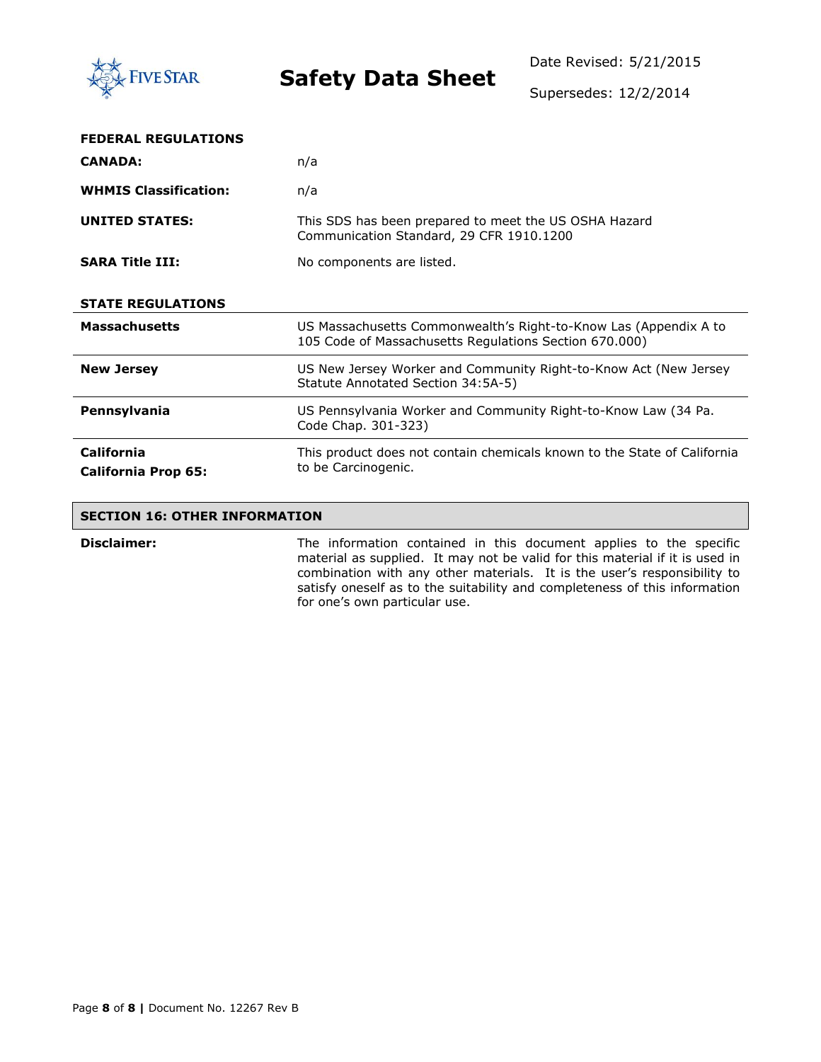**FEDERAL REGULATIONS**

| | |
|---|---|
| **CANADA:** | n/a |
| **WHMIS Classification:** | n/a |
| **UNITED STATES:** | This SDS has been prepared to meet the US OSHA Hazard Communication Standard, 29 CFR 1910.1200 |
| **SARA Title III:** | No components are listed. |

**STATE REGULATIONS**

| | |
|---|---|
| **Massachusetts** | US Massachusetts Commonwealth's Right-to-Know Las (Appendix A to 105 Code of Massachusetts Regulations Section 670.000) |
| **New Jersey** | US New Jersey Worker and Community Right-to-Know Act (New Jersey Statute Annotated Section 34:5A-5) |
| **Pennsylvania** | US Pennsylvania Worker and Community Right-to-Know Law (34 Pa. Code Chap. 301-323) |
| **California** **California Prop 65:** | This product does not contain chemicals known to the State of California to be Carcinogenic. |

## SECTION 16: OTHER INFORMATION

**Disclaimer:** The information contained in this document applies to the specific material as supplied. It may not be valid for this material if it is used in combination with any other materials. It is the user's responsibility to satisfy oneself as to the suitability and completeness of this information for one's own particular use.

Document No. 12267 Rev B